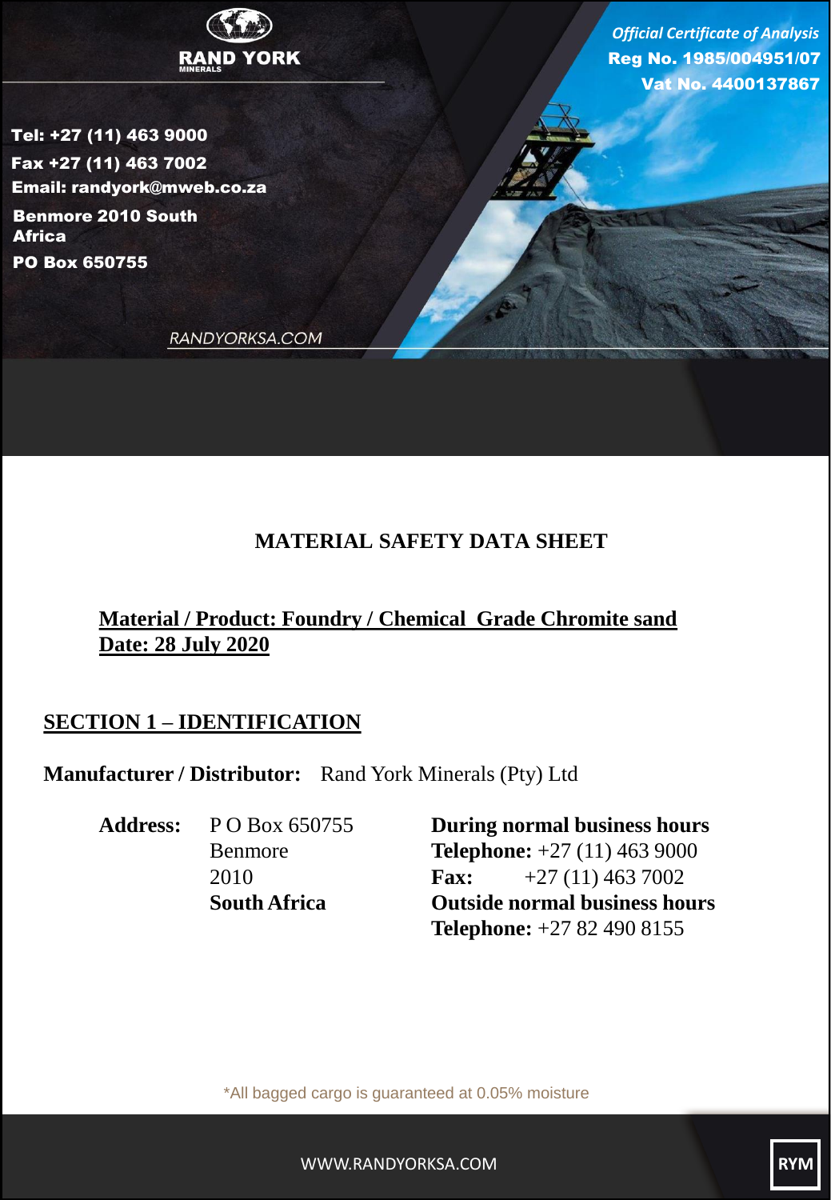RAND YORK
MINERALS

*Official Certificate of Analysis*
**Reg No. 1985/004951/07**
**Vat No. 4400137867**

**Tel: +27 (11) 463 9000**
**Fax +27 (11) 463 7002**
**Email: randyork@mweb.co.za**
**Benmore 2010 South Africa**
**PO Box 650755**

RANDYORKSA.COM

# MATERIAL SAFETY DATA SHEET

**Material / Product: Foundry / Chemical Grade Chromite sand**
**Date: 28 July 2020**

## SECTION 1 – IDENTIFICATION

**Manufacturer / Distributor:** Rand York Minerals (Pty) Ltd

**Address:**
P O Box 650755
Benmore
2010
**South Africa**

**During normal business hours**
**Telephone:** +27 (11) 463 9000
**Fax:** +27 (11) 463 7002
**Outside normal business hours**
**Telephone:** +27 82 490 8155

*All bagged cargo is guaranteed at 0.05% moisture

WWW.RANDYORKSA.COM

RYM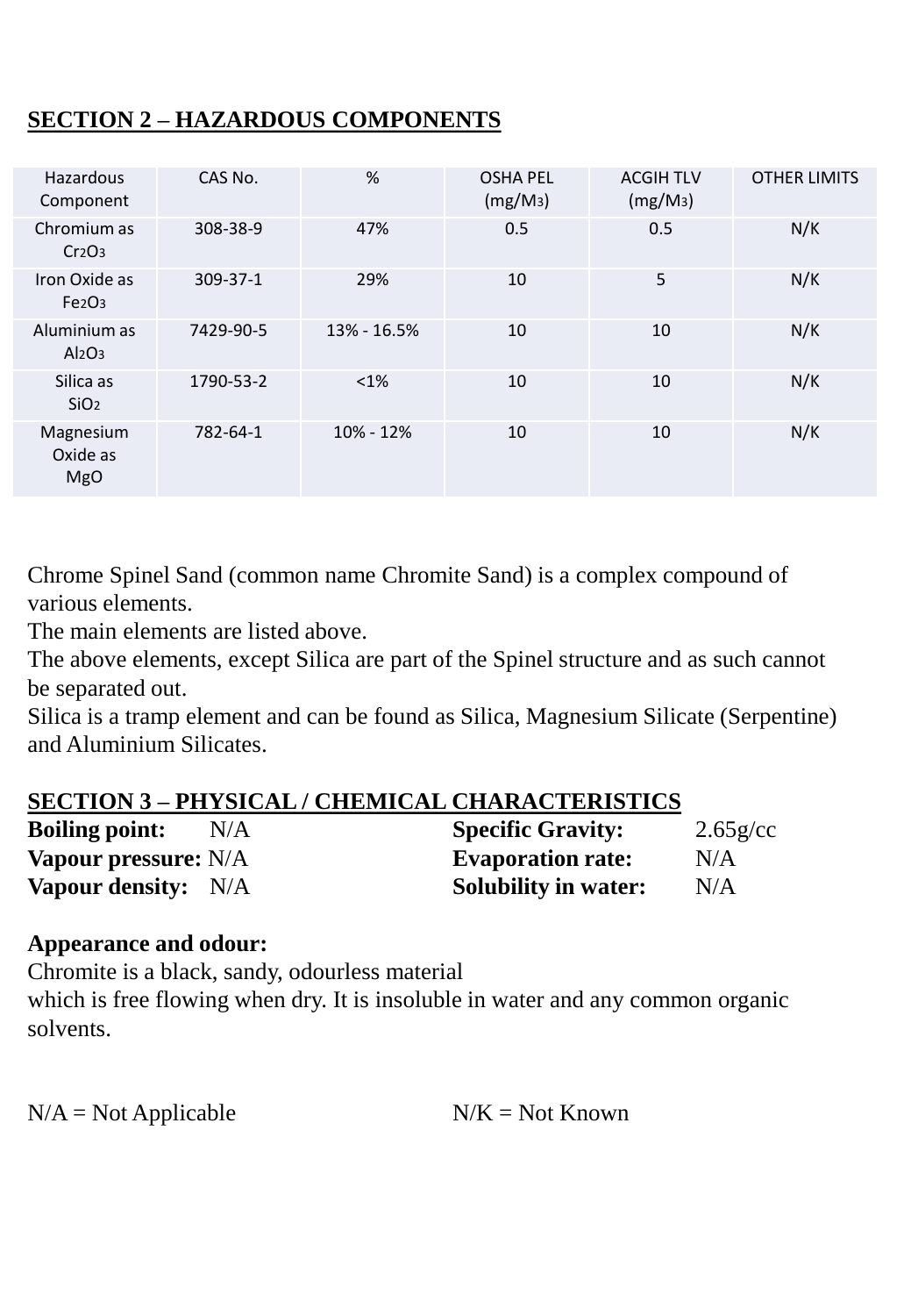## SECTION 2 – HAZARDOUS COMPONENTS

| Hazardous Component | CAS No. | % | OSHA PEL ($mg/M_3$) | ACGIH TLV ($mg/M_3$) | OTHER LIMITS |
|---|---|---|---|---|---|
| Chromium as $Cr_2O_3$ | 308-38-9 | 47% | 0.5 | 0.5 | N/K |
| Iron Oxide as $Fe_2O_3$ | 309-37-1 | 29% | 10 | 5 | N/K |
| Aluminium as $Al_2O_3$ | 7429-90-5 | 13% - 16.5% | 10 | 10 | N/K |
| Silica as $SiO_2$ | 1790-53-2 | <1% | 10 | 10 | N/K |
| Magnesium Oxide as MgO | 782-64-1 | 10% - 12% | 10 | 10 | N/K |

Chrome Spinel Sand (common name Chromite Sand) is a complex compound of various elements.
The main elements are listed above.
The above elements, except Silica are part of the Spinel structure and as such cannot be separated out.
Silica is a tramp element and can be found as Silica, Magnesium Silicate (Serpentine) and Aluminium Silicates.

## SECTION 3 – PHYSICAL / CHEMICAL CHARACTERISTICS

**Boiling point:** N/A
**Vapour pressure:** N/A
**Vapour density:** N/A
**Specific Gravity:** 2.65g/cc
**Evaporation rate:** N/A
**Solubility in water:** N/A

**Appearance and odour:**
Chromite is a black, sandy, odourless material
which is free flowing when dry. It is insoluble in water and any common organic solvents.

N/A = Not Applicable
N/K = Not Known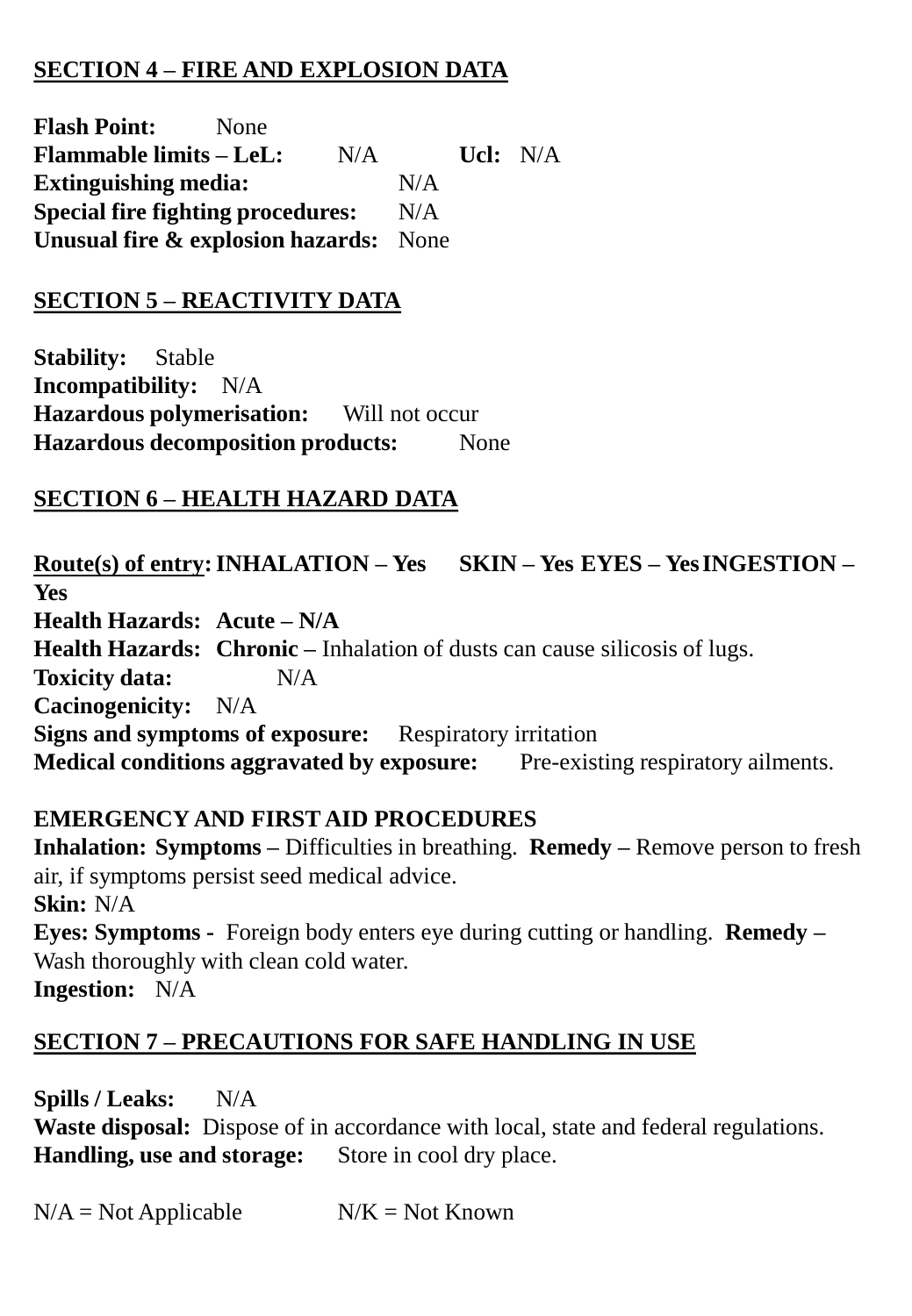## SECTION 4 – FIRE AND EXPLOSION DATA

**Flash Point:** None
**Flammable limits – LeL:** N/A **Ucl:** N/A
**Extinguishing media:** N/A
**Special fire fighting procedures:** N/A
**Unusual fire & explosion hazards:** None

## SECTION 5 – REACTIVITY DATA

**Stability:** Stable
**Incompatibility:** N/A
**Hazardous polymerisation:** Will not occur
**Hazardous decomposition products:** None

## SECTION 6 – HEALTH HAZARD DATA

**Route(s) of entry: INHALATION – Yes SKIN – Yes EYES – Yes INGESTION – Yes**
**Health Hazards: Acute – N/A**
**Health Hazards: Chronic –** Inhalation of dusts can cause silicosis of lugs.
**Toxicity data:** N/A
**Cacinogenicity:** N/A
**Signs and symptoms of exposure:** Respiratory irritation
**Medical conditions aggravated by exposure:** Pre-existing respiratory ailments.

**EMERGENCY AND FIRST AID PROCEDURES**
**Inhalation: Symptoms –** Difficulties in breathing. **Remedy –** Remove person to fresh air, if symptoms persist seed medical advice.
**Skin:** N/A
**Eyes: Symptoms -** Foreign body enters eye during cutting or handling. **Remedy –** Wash thoroughly with clean cold water.
**Ingestion:** N/A

## SECTION 7 – PRECAUTIONS FOR SAFE HANDLING IN USE

**Spills / Leaks:** N/A
**Waste disposal:** Dispose of in accordance with local, state and federal regulations.
**Handling, use and storage:** Store in cool dry place.

N/A = Not Applicable N/K = Not Known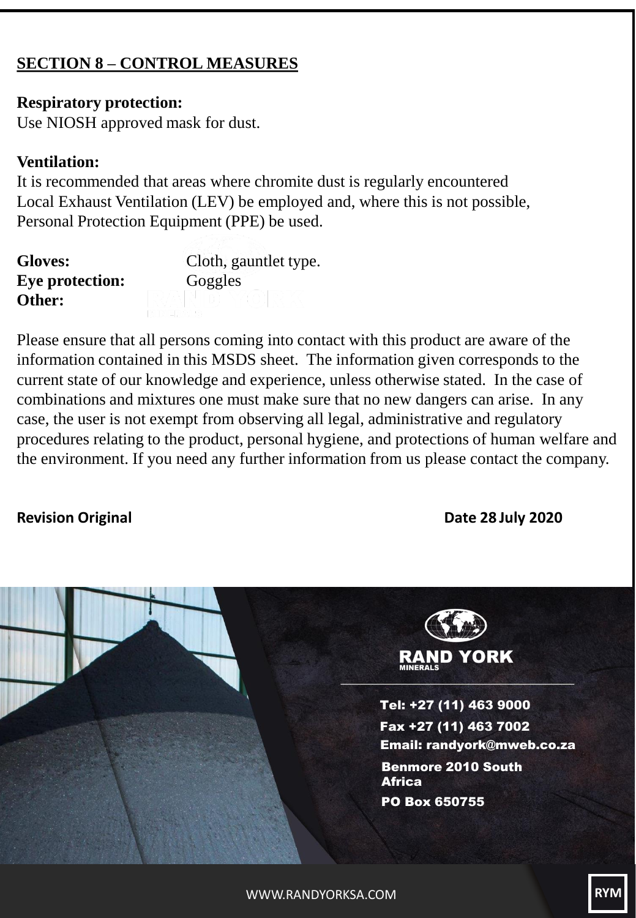## SECTION 8 – CONTROL MEASURES

**Respiratory protection:**
Use NIOSH approved mask for dust.

**Ventilation:**
It is recommended that areas where chromite dust is regularly encountered Local Exhaust Ventilation (LEV) be employed and, where this is not possible, Personal Protection Equipment (PPE) be used.

**Gloves:** Cloth, gauntlet type.
**Eye protection:** Goggles
**Other:**

Please ensure that all persons coming into contact with this product are aware of the information contained in this MSDS sheet. The information given corresponds to the current state of our knowledge and experience, unless otherwise stated. In the case of combinations and mixtures one must make sure that no new dangers can arise. In any case, the user is not exempt from observing all legal, administrative and regulatory procedures relating to the product, personal hygiene, and protections of human welfare and the environment. If you need any further information from us please contact the company.

**Revision Original** **Date 28 July 2020**

RAND YORK MINERALS

Tel: +27 (11) 463 9000
Fax +27 (11) 463 7002
Email: randyork@mweb.co.za
Benmore 2010 South Africa
PO Box 650755

WWW.RANDYORKSA.COM

RYM